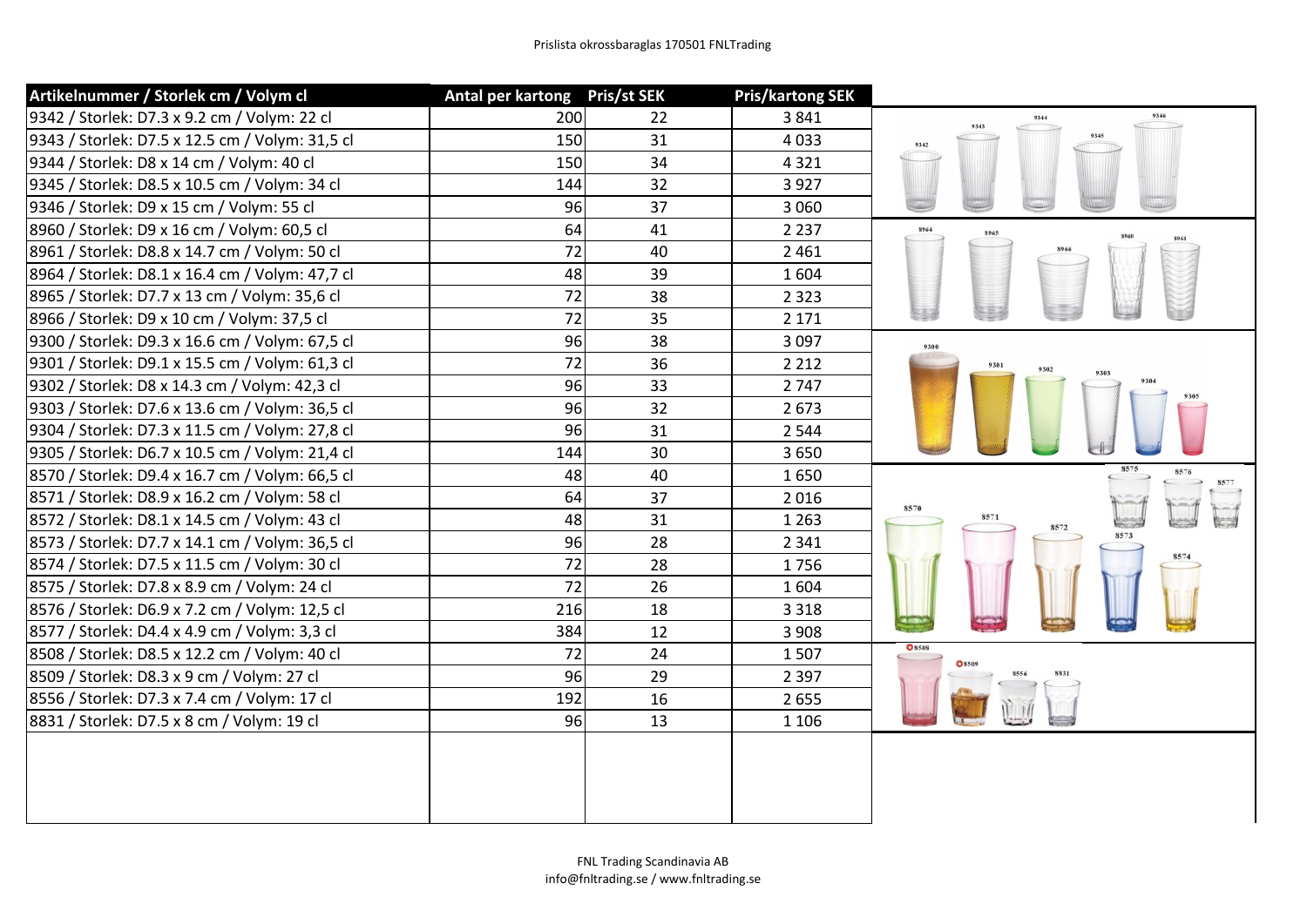Prislista okrossbaraglas 170501 FNLTrading

| Artikelnummer / Storlek cm / Volym cl | Antal per kartong | Pris/st SEK | Pris/kartong SEK |
|---|---|---|---|
| 9342 / Storlek: D7.3 x 9.2 cm / Volym: 22 cl | 200 | 22 | 3 841 |
| 9343 / Storlek: D7.5 x 12.5 cm / Volym: 31,5 cl | 150 | 31 | 4 033 |
| 9344 / Storlek: D8 x 14 cm / Volym: 40 cl | 150 | 34 | 4 321 |
| 9345 / Storlek: D8.5 x 10.5 cm / Volym: 34 cl | 144 | 32 | 3 927 |
| 9346 / Storlek: D9 x 15 cm / Volym: 55 cl | 96 | 37 | 3 060 |
| 8960 / Storlek: D9 x 16 cm / Volym: 60,5 cl | 64 | 41 | 2 237 |
| 8961 / Storlek: D8.8 x 14.7 cm / Volym: 50 cl | 72 | 40 | 2 461 |
| 8964 / Storlek: D8.1 x 16.4 cm / Volym: 47,7 cl | 48 | 39 | 1 604 |
| 8965 / Storlek: D7.7 x 13 cm / Volym: 35,6 cl | 72 | 38 | 2 323 |
| 8966 / Storlek: D9 x 10 cm / Volym: 37,5 cl | 72 | 35 | 2 171 |
| 9300 / Storlek: D9.3 x 16.6 cm / Volym: 67,5 cl | 96 | 38 | 3 097 |
| 9301 / Storlek: D9.1 x 15.5 cm / Volym: 61,3 cl | 72 | 36 | 2 212 |
| 9302 / Storlek: D8 x 14.3 cm / Volym: 42,3 cl | 96 | 33 | 2 747 |
| 9303 / Storlek: D7.6 x 13.6 cm / Volym: 36,5 cl | 96 | 32 | 2 673 |
| 9304 / Storlek: D7.3 x 11.5 cm / Volym: 27,8 cl | 96 | 31 | 2 544 |
| 9305 / Storlek: D6.7 x 10.5 cm / Volym: 21,4 cl | 144 | 30 | 3 650 |
| 8570 / Storlek: D9.4 x 16.7 cm / Volym: 66,5 cl | 48 | 40 | 1 650 |
| 8571 / Storlek: D8.9 x 16.2 cm / Volym: 58 cl | 64 | 37 | 2 016 |
| 8572 / Storlek: D8.1 x 14.5 cm / Volym: 43 cl | 48 | 31 | 1 263 |
| 8573 / Storlek: D7.7 x 14.1 cm / Volym: 36,5 cl | 96 | 28 | 2 341 |
| 8574 / Storlek: D7.5 x 11.5 cm / Volym: 30 cl | 72 | 28 | 1 756 |
| 8575 / Storlek: D7.8 x 8.9 cm / Volym: 24 cl | 72 | 26 | 1 604 |
| 8576 / Storlek: D6.9 x 7.2 cm / Volym: 12,5 cl | 216 | 18 | 3 318 |
| 8577 / Storlek: D4.4 x 4.9 cm / Volym: 3,3 cl | 384 | 12 | 3 908 |
| 8508 / Storlek: D8.5 x 12.2 cm / Volym: 40 cl | 72 | 24 | 1 507 |
| 8509 / Storlek: D8.3 x 9 cm / Volym: 27 cl | 96 | 29 | 2 397 |
| 8556 / Storlek: D7.3 x 7.4 cm / Volym: 17 cl | 192 | 16 | 2 655 |
| 8831 / Storlek: D7.5 x 8 cm / Volym: 19 cl | 96 | 13 | 1 106 |

FNL Trading Scandinavia AB
info@fnltrading.se / www.fnltrading.se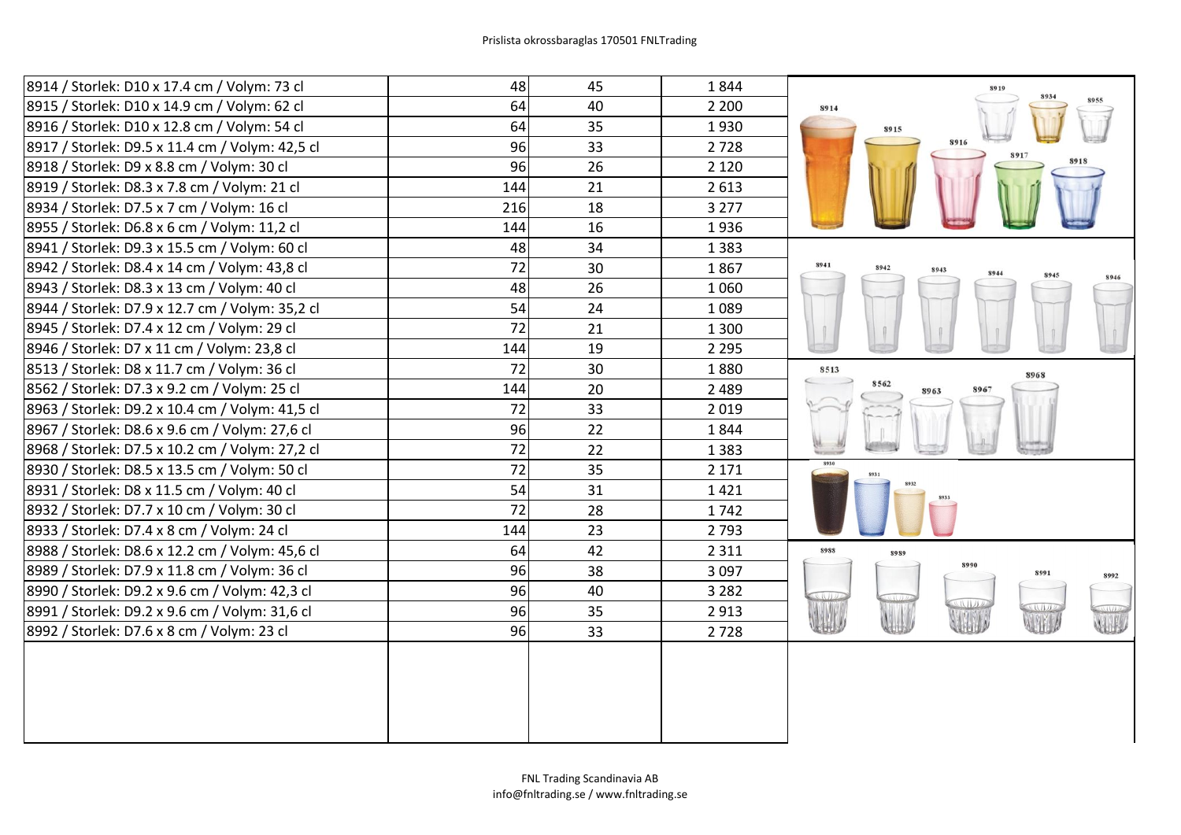Prislista okrossbaraglas 170501 FNLTrading

| | | | |
|---|---|---|---|
| 8914 / Storlek: D10 x 17.4 cm / Volym: 73 cl | 48 | 45 | 1 844 |
| 8915 / Storlek: D10 x 14.9 cm / Volym: 62 cl | 64 | 40 | 2 200 |
| 8916 / Storlek: D10 x 12.8 cm / Volym: 54 cl | 64 | 35 | 1 930 |
| 8917 / Storlek: D9.5 x 11.4 cm / Volym: 42,5 cl | 96 | 33 | 2 728 |
| 8918 / Storlek: D9 x 8.8 cm / Volym: 30 cl | 96 | 26 | 2 120 |
| 8919 / Storlek: D8.3 x 7.8 cm / Volym: 21 cl | 144 | 21 | 2 613 |
| 8934 / Storlek: D7.5 x 7 cm / Volym: 16 cl | 216 | 18 | 3 277 |
| 8955 / Storlek: D6.8 x 6 cm / Volym: 11,2 cl | 144 | 16 | 1 936 |
| 8941 / Storlek: D9.3 x 15.5 cm / Volym: 60 cl | 48 | 34 | 1 383 |
| 8942 / Storlek: D8.4 x 14 cm / Volym: 43,8 cl | 72 | 30 | 1 867 |
| 8943 / Storlek: D8.3 x 13 cm / Volym: 40 cl | 48 | 26 | 1 060 |
| 8944 / Storlek: D7.9 x 12.7 cm / Volym: 35,2 cl | 54 | 24 | 1 089 |
| 8945 / Storlek: D7.4 x 12 cm / Volym: 29 cl | 72 | 21 | 1 300 |
| 8946 / Storlek: D7 x 11 cm / Volym: 23,8 cl | 144 | 19 | 2 295 |
| 8513 / Storlek: D8 x 11.7 cm / Volym: 36 cl | 72 | 30 | 1 880 |
| 8562 / Storlek: D7.3 x 9.2 cm / Volym: 25 cl | 144 | 20 | 2 489 |
| 8963 / Storlek: D9.2 x 10.4 cm / Volym: 41,5 cl | 72 | 33 | 2 019 |
| 8967 / Storlek: D8.6 x 9.6 cm / Volym: 27,6 cl | 96 | 22 | 1 844 |
| 8968 / Storlek: D7.5 x 10.2 cm / Volym: 27,2 cl | 72 | 22 | 1 383 |
| 8930 / Storlek: D8.5 x 13.5 cm / Volym: 50 cl | 72 | 35 | 2 171 |
| 8931 / Storlek: D8 x 11.5 cm / Volym: 40 cl | 54 | 31 | 1 421 |
| 8932 / Storlek: D7.7 x 10 cm / Volym: 30 cl | 72 | 28 | 1 742 |
| 8933 / Storlek: D7.4 x 8 cm / Volym: 24 cl | 144 | 23 | 2 793 |
| 8988 / Storlek: D8.6 x 12.2 cm / Volym: 45,6 cl | 64 | 42 | 2 311 |
| 8989 / Storlek: D7.9 x 11.8 cm / Volym: 36 cl | 96 | 38 | 3 097 |
| 8990 / Storlek: D9.2 x 9.6 cm / Volym: 42,3 cl | 96 | 40 | 3 282 |
| 8991 / Storlek: D9.2 x 9.6 cm / Volym: 31,6 cl | 96 | 35 | 2 913 |
| 8992 / Storlek: D7.6 x 8 cm / Volym: 23 cl | 96 | 33 | 2 728 |

FNL Trading Scandinavia AB
info@fnltrading.se / www.fnltrading.se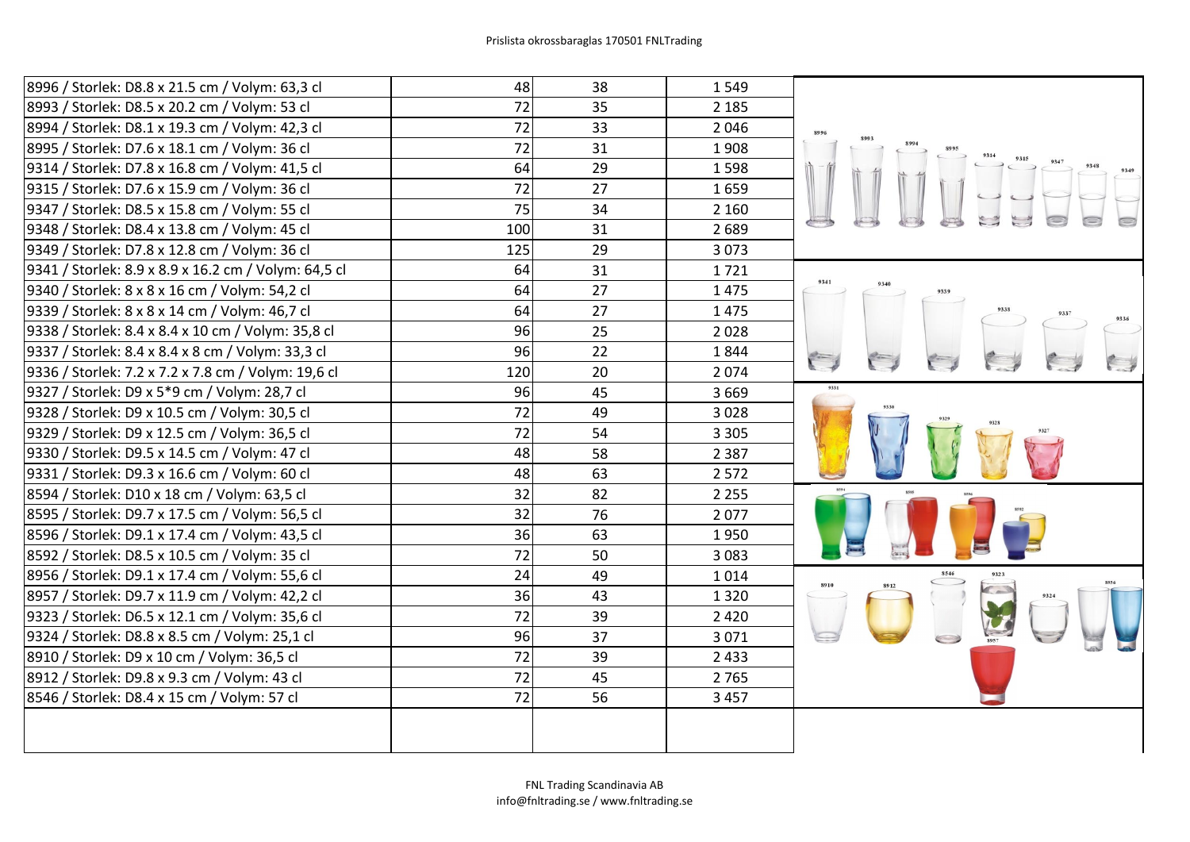Prislista okrossbaraglas 170501 FNLTrading

| | | | |
|---|---|---|---|
| 8996 / Storlek: D8.8 x 21.5 cm / Volym: 63,3 cl | 48 | 38 | 1 549 |
| 8993 / Storlek: D8.5 x 20.2 cm / Volym: 53 cl | 72 | 35 | 2 185 |
| 8994 / Storlek: D8.1 x 19.3 cm / Volym: 42,3 cl | 72 | 33 | 2 046 |
| 8995 / Storlek: D7.6 x 18.1 cm / Volym: 36 cl | 72 | 31 | 1 908 |
| 9314 / Storlek: D7.8 x 16.8 cm / Volym: 41,5 cl | 64 | 29 | 1 598 |
| 9315 / Storlek: D7.6 x 15.9 cm / Volym: 36 cl | 72 | 27 | 1 659 |
| 9347 / Storlek: D8.5 x 15.8 cm / Volym: 55 cl | 75 | 34 | 2 160 |
| 9348 / Storlek: D8.4 x 13.8 cm / Volym: 45 cl | 100 | 31 | 2 689 |
| 9349 / Storlek: D7.8 x 12.8 cm / Volym: 36 cl | 125 | 29 | 3 073 |
| 9341 / Storlek: 8.9 x 8.9 x 16.2 cm / Volym: 64,5 cl | 64 | 31 | 1 721 |
| 9340 / Storlek: 8 x 8 x 16 cm / Volym: 54,2 cl | 64 | 27 | 1 475 |
| 9339 / Storlek: 8 x 8 x 14 cm / Volym: 46,7 cl | 64 | 27 | 1 475 |
| 9338 / Storlek: 8.4 x 8.4 x 10 cm / Volym: 35,8 cl | 96 | 25 | 2 028 |
| 9337 / Storlek: 8.4 x 8.4 x 8 cm / Volym: 33,3 cl | 96 | 22 | 1 844 |
| 9336 / Storlek: 7.2 x 7.2 x 7.8 cm / Volym: 19,6 cl | 120 | 20 | 2 074 |
| 9327 / Storlek: D9 x 5*9 cm / Volym: 28,7 cl | 96 | 45 | 3 669 |
| 9328 / Storlek: D9 x 10.5 cm / Volym: 30,5 cl | 72 | 49 | 3 028 |
| 9329 / Storlek: D9 x 12.5 cm / Volym: 36,5 cl | 72 | 54 | 3 305 |
| 9330 / Storlek: D9.5 x 14.5 cm / Volym: 47 cl | 48 | 58 | 2 387 |
| 9331 / Storlek: D9.3 x 16.6 cm / Volym: 60 cl | 48 | 63 | 2 572 |
| 8594 / Storlek: D10 x 18 cm / Volym: 63,5 cl | 32 | 82 | 2 255 |
| 8595 / Storlek: D9.7 x 17.5 cm / Volym: 56,5 cl | 32 | 76 | 2 077 |
| 8596 / Storlek: D9.1 x 17.4 cm / Volym: 43,5 cl | 36 | 63 | 1 950 |
| 8592 / Storlek: D8.5 x 10.5 cm / Volym: 35 cl | 72 | 50 | 3 083 |
| 8956 / Storlek: D9.1 x 17.4 cm / Volym: 55,6 cl | 24 | 49 | 1 014 |
| 8957 / Storlek: D9.7 x 11.9 cm / Volym: 42,2 cl | 36 | 43 | 1 320 |
| 9323 / Storlek: D6.5 x 12.1 cm / Volym: 35,6 cl | 72 | 39 | 2 420 |
| 9324 / Storlek: D8.8 x 8.5 cm / Volym: 25,1 cl | 96 | 37 | 3 071 |
| 8910 / Storlek: D9 x 10 cm / Volym: 36,5 cl | 72 | 39 | 2 433 |
| 8912 / Storlek: D9.8 x 9.3 cm / Volym: 43 cl | 72 | 45 | 2 765 |
| 8546 / Storlek: D8.4 x 15 cm / Volym: 57 cl | 72 | 56 | 3 457 |

FNL Trading Scandinavia AB
info@fnltrading.se / www.fnltrading.se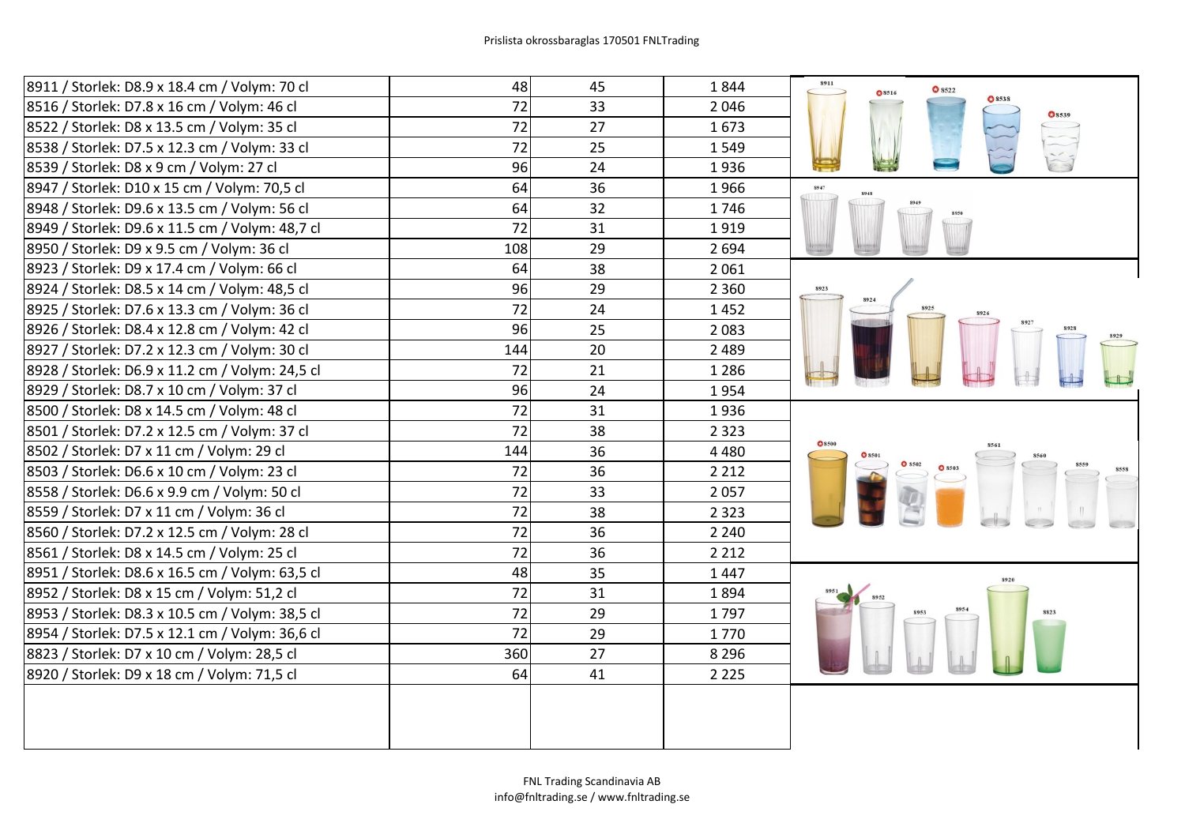Prislista okrossbaraglas 170501 FNLTrading

| | | | |
|---|---|---|---|
| 8911 / Storlek: D8.9 x 18.4 cm / Volym: 70 cl | 48 | 45 | 1 844 |
| 8516 / Storlek: D7.8 x 16 cm / Volym: 46 cl | 72 | 33 | 2 046 |
| 8522 / Storlek: D8 x 13.5 cm / Volym: 35 cl | 72 | 27 | 1 673 |
| 8538 / Storlek: D7.5 x 12.3 cm / Volym: 33 cl | 72 | 25 | 1 549 |
| 8539 / Storlek: D8 x 9 cm / Volym: 27 cl | 96 | 24 | 1 936 |
| 8947 / Storlek: D10 x 15 cm / Volym: 70,5 cl | 64 | 36 | 1 966 |
| 8948 / Storlek: D9.6 x 13.5 cm / Volym: 56 cl | 64 | 32 | 1 746 |
| 8949 / Storlek: D9.6 x 11.5 cm / Volym: 48,7 cl | 72 | 31 | 1 919 |
| 8950 / Storlek: D9 x 9.5 cm / Volym: 36 cl | 108 | 29 | 2 694 |
| 8923 / Storlek: D9 x 17.4 cm / Volym: 66 cl | 64 | 38 | 2 061 |
| 8924 / Storlek: D8.5 x 14 cm / Volym: 48,5 cl | 96 | 29 | 2 360 |
| 8925 / Storlek: D7.6 x 13.3 cm / Volym: 36 cl | 72 | 24 | 1 452 |
| 8926 / Storlek: D8.4 x 12.8 cm / Volym: 42 cl | 96 | 25 | 2 083 |
| 8927 / Storlek: D7.2 x 12.3 cm / Volym: 30 cl | 144 | 20 | 2 489 |
| 8928 / Storlek: D6.9 x 11.2 cm / Volym: 24,5 cl | 72 | 21 | 1 286 |
| 8929 / Storlek: D8.7 x 10 cm / Volym: 37 cl | 96 | 24 | 1 954 |
| 8500 / Storlek: D8 x 14.5 cm / Volym: 48 cl | 72 | 31 | 1 936 |
| 8501 / Storlek: D7.2 x 12.5 cm / Volym: 37 cl | 72 | 38 | 2 323 |
| 8502 / Storlek: D7 x 11 cm / Volym: 29 cl | 144 | 36 | 4 480 |
| 8503 / Storlek: D6.6 x 10 cm / Volym: 23 cl | 72 | 36 | 2 212 |
| 8558 / Storlek: D6.6 x 9.9 cm / Volym: 50 cl | 72 | 33 | 2 057 |
| 8559 / Storlek: D7 x 11 cm / Volym: 36 cl | 72 | 38 | 2 323 |
| 8560 / Storlek: D7.2 x 12.5 cm / Volym: 28 cl | 72 | 36 | 2 240 |
| 8561 / Storlek: D8 x 14.5 cm / Volym: 25 cl | 72 | 36 | 2 212 |
| 8951 / Storlek: D8.6 x 16.5 cm / Volym: 63,5 cl | 48 | 35 | 1 447 |
| 8952 / Storlek: D8 x 15 cm / Volym: 51,2 cl | 72 | 31 | 1 894 |
| 8953 / Storlek: D8.3 x 10.5 cm / Volym: 38,5 cl | 72 | 29 | 1 797 |
| 8954 / Storlek: D7.5 x 12.1 cm / Volym: 36,6 cl | 72 | 29 | 1 770 |
| 8823 / Storlek: D7 x 10 cm / Volym: 28,5 cl | 360 | 27 | 8 296 |
| 8920 / Storlek: D9 x 18 cm / Volym: 71,5 cl | 64 | 41 | 2 225 |

FNL Trading Scandinavia AB
info@fnltrading.se / www.fnltrading.se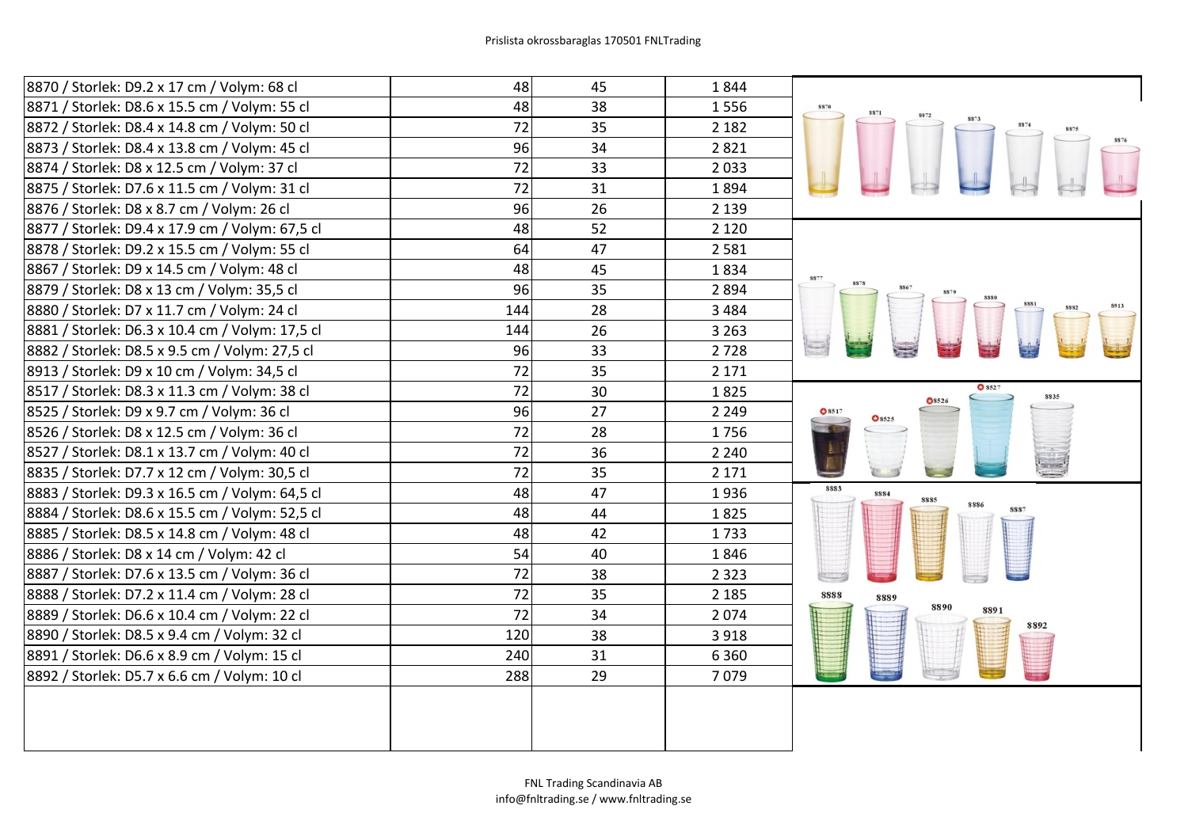| | | | |
|---|---|---|---|
| 8870 / Storlek: D9.2 x 17 cm / Volym: 68 cl | 48 | 45 | 1 844 |
| 8871 / Storlek: D8.6 x 15.5 cm / Volym: 55 cl | 48 | 38 | 1 556 |
| 8872 / Storlek: D8.4 x 14.8 cm / Volym: 50 cl | 72 | 35 | 2 182 |
| 8873 / Storlek: D8.4 x 13.8 cm / Volym: 45 cl | 96 | 34 | 2 821 |
| 8874 / Storlek: D8 x 12.5 cm / Volym: 37 cl | 72 | 33 | 2 033 |
| 8875 / Storlek: D7.6 x 11.5 cm / Volym: 31 cl | 72 | 31 | 1 894 |
| 8876 / Storlek: D8 x 8.7 cm / Volym: 26 cl | 96 | 26 | 2 139 |
| 8877 / Storlek: D9.4 x 17.9 cm / Volym: 67,5 cl | 48 | 52 | 2 120 |
| 8878 / Storlek: D9.2 x 15.5 cm / Volym: 55 cl | 64 | 47 | 2 581 |
| 8867 / Storlek: D9 x 14.5 cm / Volym: 48 cl | 48 | 45 | 1 834 |
| 8879 / Storlek: D8 x 13 cm / Volym: 35,5 cl | 96 | 35 | 2 894 |
| 8880 / Storlek: D7 x 11.7 cm / Volym: 24 cl | 144 | 28 | 3 484 |
| 8881 / Storlek: D6.3 x 10.4 cm / Volym: 17,5 cl | 144 | 26 | 3 263 |
| 8882 / Storlek: D8.5 x 9.5 cm / Volym: 27,5 cl | 96 | 33 | 2 728 |
| 8913 / Storlek: D9 x 10 cm / Volym: 34,5 cl | 72 | 35 | 2 171 |
| 8517 / Storlek: D8.3 x 11.3 cm / Volym: 38 cl | 72 | 30 | 1 825 |
| 8525 / Storlek: D9 x 9.7 cm / Volym: 36 cl | 96 | 27 | 2 249 |
| 8526 / Storlek: D8 x 12.5 cm / Volym: 36 cl | 72 | 28 | 1 756 |
| 8527 / Storlek: D8.1 x 13.7 cm / Volym: 40 cl | 72 | 36 | 2 240 |
| 8835 / Storlek: D7.7 x 12 cm / Volym: 30,5 cl | 72 | 35 | 2 171 |
| 8883 / Storlek: D9.3 x 16.5 cm / Volym: 64,5 cl | 48 | 47 | 1 936 |
| 8884 / Storlek: D8.6 x 15.5 cm / Volym: 52,5 cl | 48 | 44 | 1 825 |
| 8885 / Storlek: D8.5 x 14.8 cm / Volym: 48 cl | 48 | 42 | 1 733 |
| 8886 / Storlek: D8 x 14 cm / Volym: 42 cl | 54 | 40 | 1 846 |
| 8887 / Storlek: D7.6 x 13.5 cm / Volym: 36 cl | 72 | 38 | 2 323 |
| 8888 / Storlek: D7.2 x 11.4 cm / Volym: 28 cl | 72 | 35 | 2 185 |
| 8889 / Storlek: D6.6 x 10.4 cm / Volym: 22 cl | 72 | 34 | 2 074 |
| 8890 / Storlek: D8.5 x 9.4 cm / Volym: 32 cl | 120 | 38 | 3 918 |
| 8891 / Storlek: D6.6 x 8.9 cm / Volym: 15 cl | 240 | 31 | 6 360 |
| 8892 / Storlek: D5.7 x 6.6 cm / Volym: 10 cl | 288 | 29 | 7 079 |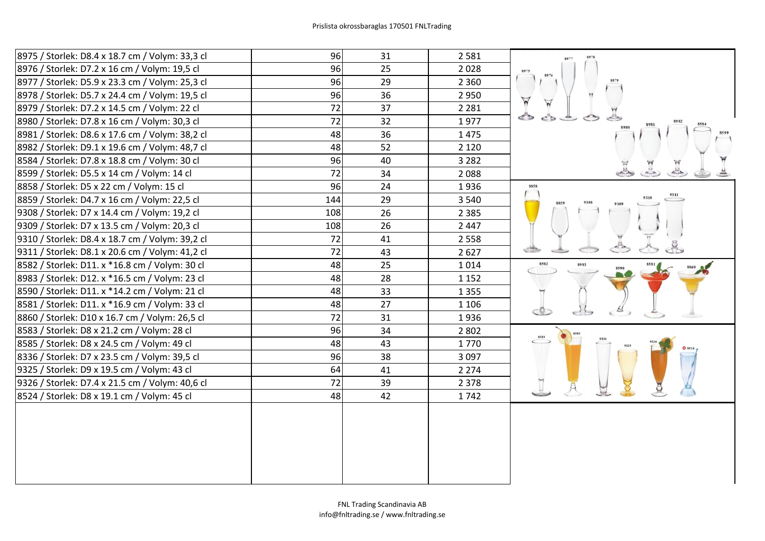Prislista okrossbaraglas 170501 FNLTrading

| | | | |
|---|---|---|---|
| 8975 / Storlek: D8.4 x 18.7 cm / Volym: 33,3 cl | 96 | 31 | 2 581 |
| 8976 / Storlek: D7.2 x 16 cm / Volym: 19,5 cl | 96 | 25 | 2 028 |
| 8977 / Storlek: D5.9 x 23.3 cm / Volym: 25,3 cl | 96 | 29 | 2 360 |
| 8978 / Storlek: D5.7 x 24.4 cm / Volym: 19,5 cl | 96 | 36 | 2 950 |
| 8979 / Storlek: D7.2 x 14.5 cm / Volym: 22 cl | 72 | 37 | 2 281 |
| 8980 / Storlek: D7.8 x 16 cm / Volym: 30,3 cl | 72 | 32 | 1 977 |
| 8981 / Storlek: D8.6 x 17.6 cm / Volym: 38,2 cl | 48 | 36 | 1 475 |
| 8982 / Storlek: D9.1 x 19.6 cm / Volym: 48,7 cl | 48 | 52 | 2 120 |
| 8584 / Storlek: D7.8 x 18.8 cm / Volym: 30 cl | 96 | 40 | 3 282 |
| 8599 / Storlek: D5.5 x 14 cm / Volym: 14 cl | 72 | 34 | 2 088 |
| 8858 / Storlek: D5 x 22 cm / Volym: 15 cl | 96 | 24 | 1 936 |
| 8859 / Storlek: D4.7 x 16 cm / Volym: 22,5 cl | 144 | 29 | 3 540 |
| 9308 / Storlek: D7 x 14.4 cm / Volym: 19,2 cl | 108 | 26 | 2 385 |
| 9309 / Storlek: D7 x 13.5 cm / Volym: 20,3 cl | 108 | 26 | 2 447 |
| 9310 / Storlek: D8.4 x 18.7 cm / Volym: 39,2 cl | 72 | 41 | 2 558 |
| 9311 / Storlek: D8.1 x 20.6 cm / Volym: 41,2 cl | 72 | 43 | 2 627 |
| 8582 / Storlek: D11. x *16.8 cm / Volym: 30 cl | 48 | 25 | 1 014 |
| 8983 / Storlek: D12. x *16.5 cm / Volym: 23 cl | 48 | 28 | 1 152 |
| 8590 / Storlek: D11. x *14.2 cm / Volym: 21 cl | 48 | 33 | 1 355 |
| 8581 / Storlek: D11. x *16.9 cm / Volym: 33 cl | 48 | 27 | 1 106 |
| 8860 / Storlek: D10 x 16.7 cm / Volym: 26,5 cl | 72 | 31 | 1 936 |
| 8583 / Storlek: D8 x 21.2 cm / Volym: 28 cl | 96 | 34 | 2 802 |
| 8585 / Storlek: D8 x 24.5 cm / Volym: 49 cl | 48 | 43 | 1 770 |
| 8336 / Storlek: D7 x 23.5 cm / Volym: 39,5 cl | 96 | 38 | 3 097 |
| 9325 / Storlek: D9 x 19.5 cm / Volym: 43 cl | 64 | 41 | 2 274 |
| 9326 / Storlek: D7.4 x 21.5 cm / Volym: 40,6 cl | 72 | 39 | 2 378 |
| 8524 / Storlek: D8 x 19.1 cm / Volym: 45 cl | 48 | 42 | 1 742 |

FNL Trading Scandinavia AB
info@fnltrading.se / www.fnltrading.se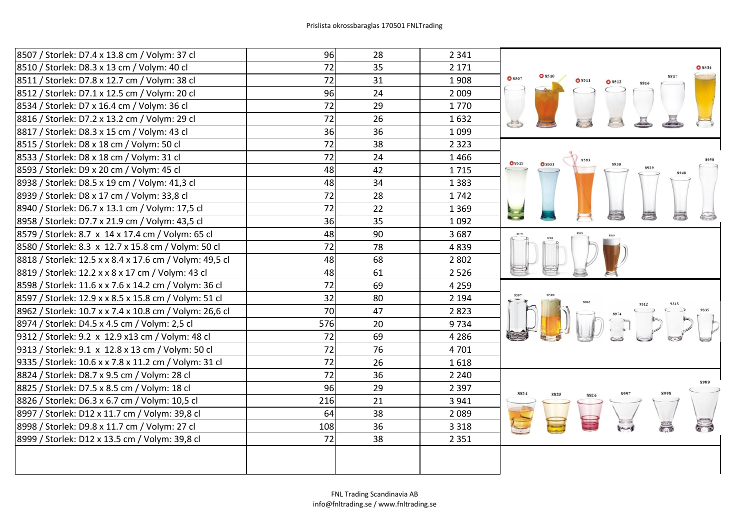Prislista okrossbaraglas 170501 FNLTrading

| | | | |
|---|---|---|---|
| 8507 / Storlek: D7.4 x 13.8 cm / Volym: 37 cl | 96 | 28 | 2 341 |
| 8510 / Storlek: D8.3 x 13 cm / Volym: 40 cl | 72 | 35 | 2 171 |
| 8511 / Storlek: D7.8 x 12.7 cm / Volym: 38 cl | 72 | 31 | 1 908 |
| 8512 / Storlek: D7.1 x 12.5 cm / Volym: 20 cl | 96 | 24 | 2 009 |
| 8534 / Storlek: D7 x 16.4 cm / Volym: 36 cl | 72 | 29 | 1 770 |
| 8816 / Storlek: D7.2 x 13.2 cm / Volym: 29 cl | 72 | 26 | 1 632 |
| 8817 / Storlek: D8.3 x 15 cm / Volym: 43 cl | 36 | 36 | 1 099 |
| 8515 / Storlek: D8 x 18 cm / Volym: 50 cl | 72 | 38 | 2 323 |
| 8533 / Storlek: D8 x 18 cm / Volym: 31 cl | 72 | 24 | 1 466 |
| 8593 / Storlek: D9 x 20 cm / Volym: 45 cl | 48 | 42 | 1 715 |
| 8938 / Storlek: D8.5 x 19 cm / Volym: 41,3 cl | 48 | 34 | 1 383 |
| 8939 / Storlek: D8 x 17 cm / Volym: 33,8 cl | 72 | 28 | 1 742 |
| 8940 / Storlek: D6.7 x 13.1 cm / Volym: 17,5 cl | 72 | 22 | 1 369 |
| 8958 / Storlek: D7.7 x 21.9 cm / Volym: 43,5 cl | 36 | 35 | 1 092 |
| 8579 / Storlek: 8.7 x 14 x 17.4 cm / Volym: 65 cl | 48 | 90 | 3 687 |
| 8580 / Storlek: 8.3 x 12.7 x 15.8 cm / Volym: 50 cl | 72 | 78 | 4 839 |
| 8818 / Storlek: 12.5 x x 8.4 x 17.6 cm / Volym: 49,5 cl | 48 | 68 | 2 802 |
| 8819 / Storlek: 12.2 x x 8 x 17 cm / Volym: 43 cl | 48 | 61 | 2 526 |
| 8598 / Storlek: 11.6 x x 7.6 x 14.2 cm / Volym: 36 cl | 72 | 69 | 4 259 |
| 8597 / Storlek: 12.9 x x 8.5 x 15.8 cm / Volym: 51 cl | 32 | 80 | 2 194 |
| 8962 / Storlek: 10.7 x x 7.4 x 10.8 cm / Volym: 26,6 cl | 70 | 47 | 2 823 |
| 8974 / Storlek: D4.5 x 4.5 cm / Volym: 2,5 cl | 576 | 20 | 9 734 |
| 9312 / Storlek: 9.2 x 12.9 x13 cm / Volym: 48 cl | 72 | 69 | 4 286 |
| 9313 / Storlek: 9.1 x 12.8 x 13 cm / Volym: 50 cl | 72 | 76 | 4 701 |
| 9335 / Storlek: 10.6 x x 7.8 x 11.2 cm / Volym: 31 cl | 72 | 26 | 1 618 |
| 8824 / Storlek: D8.7 x 9.5 cm / Volym: 28 cl | 72 | 36 | 2 240 |
| 8825 / Storlek: D7.5 x 8.5 cm / Volym: 18 cl | 96 | 29 | 2 397 |
| 8826 / Storlek: D6.3 x 6.7 cm / Volym: 10,5 cl | 216 | 21 | 3 941 |
| 8997 / Storlek: D12 x 11.7 cm / Volym: 39,8 cl | 64 | 38 | 2 089 |
| 8998 / Storlek: D9.8 x 11.7 cm / Volym: 27 cl | 108 | 36 | 3 318 |
| 8999 / Storlek: D12 x 13.5 cm / Volym: 39,8 cl | 72 | 38 | 2 351 |
| | | | |

FNL Trading Scandinavia AB
info@fnltrading.se / www.fnltrading.se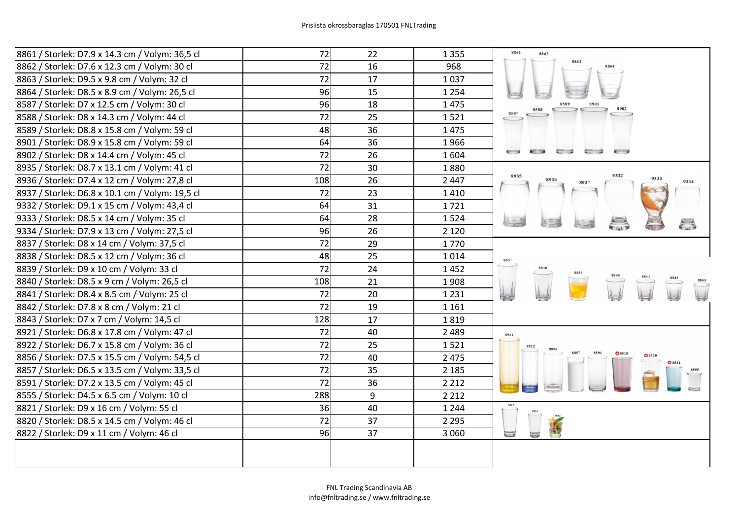| | | | |
|---|---|---|---|
| 8861 / Storlek: D7.9 x 14.3 cm / Volym: 36,5 cl | 72 | 22 | 1 355 |
| 8862 / Storlek: D7.6 x 12.3 cm / Volym: 30 cl | 72 | 16 | 968 |
| 8863 / Storlek: D9.5 x 9.8 cm / Volym: 32 cl | 72 | 17 | 1 037 |
| 8864 / Storlek: D8.5 x 8.9 cm / Volym: 26,5 cl | 96 | 15 | 1 254 |
| 8587 / Storlek: D7 x 12.5 cm / Volym: 30 cl | 96 | 18 | 1 475 |
| 8588 / Storlek: D8 x 14.3 cm / Volym: 44 cl | 72 | 25 | 1 521 |
| 8589 / Storlek: D8.8 x 15.8 cm / Volym: 59 cl | 48 | 36 | 1 475 |
| 8901 / Storlek: D8.9 x 15.8 cm / Volym: 59 cl | 64 | 36 | 1 966 |
| 8902 / Storlek: D8 x 14.4 cm / Volym: 45 cl | 72 | 26 | 1 604 |
| 8935 / Storlek: D8.7 x 13.1 cm / Volym: 41 cl | 72 | 30 | 1 880 |
| 8936 / Storlek: D7.4 x 12 cm / Volym: 27,8 cl | 108 | 26 | 2 447 |
| 8937 / Storlek: D6.8 x 10.1 cm / Volym: 19,5 cl | 72 | 23 | 1 410 |
| 9332 / Storlek: D9.1 x 15 cm / Volym: 43,4 cl | 64 | 31 | 1 721 |
| 9333 / Storlek: D8.5 x 14 cm / Volym: 35 cl | 64 | 28 | 1 524 |
| 9334 / Storlek: D7.9 x 13 cm / Volym: 27,5 cl | 96 | 26 | 2 120 |
| 8837 / Storlek: D8 x 14 cm / Volym: 37,5 cl | 72 | 29 | 1 770 |
| 8838 / Storlek: D8.5 x 12 cm / Volym: 36 cl | 48 | 25 | 1 014 |
| 8839 / Storlek: D9 x 10 cm / Volym: 33 cl | 72 | 24 | 1 452 |
| 8840 / Storlek: D8.5 x 9 cm / Volym: 26,5 cl | 108 | 21 | 1 908 |
| 8841 / Storlek: D8.4 x 8.5 cm / Volym: 25 cl | 72 | 20 | 1 231 |
| 8842 / Storlek: D7.8 x 8 cm / Volym: 21 cl | 72 | 19 | 1 161 |
| 8843 / Storlek: D7 x 7 cm / Volym: 14,5 cl | 128 | 17 | 1 819 |
| 8921 / Storlek: D6.8 x 17.8 cm / Volym: 47 cl | 72 | 40 | 2 489 |
| 8922 / Storlek: D6.7 x 15.8 cm / Volym: 36 cl | 72 | 25 | 1 521 |
| 8856 / Storlek: D7.5 x 15.5 cm / Volym: 54,5 cl | 72 | 40 | 2 475 |
| 8857 / Storlek: D6.5 x 13.5 cm / Volym: 33,5 cl | 72 | 35 | 2 185 |
| 8591 / Storlek: D7.2 x 13.5 cm / Volym: 45 cl | 72 | 36 | 2 212 |
| 8555 / Storlek: D4.5 x 6.5 cm / Volym: 10 cl | 288 | 9 | 2 212 |
| 8821 / Storlek: D9 x 16 cm / Volym: 55 cl | 36 | 40 | 1 244 |
| 8820 / Storlek: D8.5 x 14.5 cm / Volym: 46 cl | 72 | 37 | 2 295 |
| 8822 / Storlek: D9 x 11 cm / Volym: 46 cl | 96 | 37 | 3 060 |
| | | | |

FNL Trading Scandinavia AB
info@fnltrading.se / www.fnltrading.se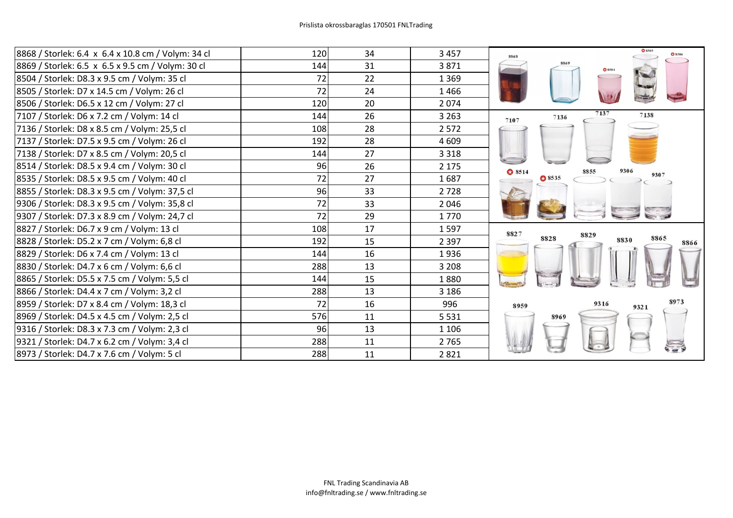Prislista okrossbaraglas 170501 FNLTrading

| | | | |
|---|---|---|---|
| 8868 / Storlek: 6.4 x 6.4 x 10.8 cm / Volym: 34 cl | 120 | 34 | 3 457 |
| 8869 / Storlek: 6.5 x 6.5 x 9.5 cm / Volym: 30 cl | 144 | 31 | 3 871 |
| 8504 / Storlek: D8.3 x 9.5 cm / Volym: 35 cl | 72 | 22 | 1 369 |
| 8505 / Storlek: D7 x 14.5 cm / Volym: 26 cl | 72 | 24 | 1 466 |
| 8506 / Storlek: D6.5 x 12 cm / Volym: 27 cl | 120 | 20 | 2 074 |
| 7107 / Storlek: D6 x 7.2 cm / Volym: 14 cl | 144 | 26 | 3 263 |
| 7136 / Storlek: D8 x 8.5 cm / Volym: 25,5 cl | 108 | 28 | 2 572 |
| 7137 / Storlek: D7.5 x 9.5 cm / Volym: 26 cl | 192 | 28 | 4 609 |
| 7138 / Storlek: D7 x 8.5 cm / Volym: 20,5 cl | 144 | 27 | 3 318 |
| 8514 / Storlek: D8.5 x 9.4 cm / Volym: 30 cl | 96 | 26 | 2 175 |
| 8535 / Storlek: D8.5 x 9.5 cm / Volym: 40 cl | 72 | 27 | 1 687 |
| 8855 / Storlek: D8.3 x 9.5 cm / Volym: 37,5 cl | 96 | 33 | 2 728 |
| 9306 / Storlek: D8.3 x 9.5 cm / Volym: 35,8 cl | 72 | 33 | 2 046 |
| 9307 / Storlek: D7.3 x 8.9 cm / Volym: 24,7 cl | 72 | 29 | 1 770 |
| 8827 / Storlek: D6.7 x 9 cm / Volym: 13 cl | 108 | 17 | 1 597 |
| 8828 / Storlek: D5.2 x 7 cm / Volym: 6,8 cl | 192 | 15 | 2 397 |
| 8829 / Storlek: D6 x 7.4 cm / Volym: 13 cl | 144 | 16 | 1 936 |
| 8830 / Storlek: D4.7 x 6 cm / Volym: 6,6 cl | 288 | 13 | 3 208 |
| 8865 / Storlek: D5.5 x 7.5 cm / Volym: 5,5 cl | 144 | 15 | 1 880 |
| 8866 / Storlek: D4.4 x 7 cm / Volym: 3,2 cl | 288 | 13 | 3 186 |
| 8959 / Storlek: D7 x 8.4 cm / Volym: 18,3 cl | 72 | 16 | 996 |
| 8969 / Storlek: D4.5 x 4.5 cm / Volym: 2,5 cl | 576 | 11 | 5 531 |
| 9316 / Storlek: D8.3 x 7.3 cm / Volym: 2,3 cl | 96 | 13 | 1 106 |
| 9321 / Storlek: D4.7 x 6.2 cm / Volym: 3,4 cl | 288 | 11 | 2 765 |
| 8973 / Storlek: D4.7 x 7.6 cm / Volym: 5 cl | 288 | 11 | 2 821 |

FNL Trading Scandinavia AB
info@fnltrading.se / www.fnltrading.se